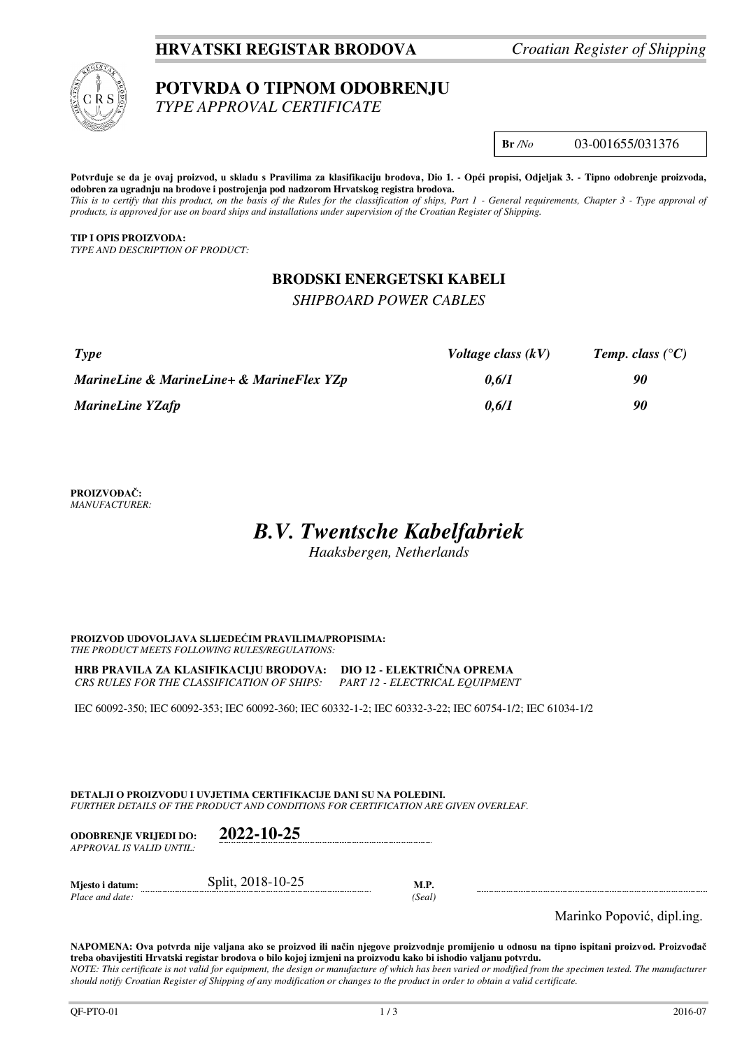**HRVATSKI REGISTAR BRODOVA** *Croatian Register of Shipping*

# POTVRDA O TIPNOM ODOBRENJU

*TYPE APPROVAL CERTIFICATE*

**Br** */No* 03-001655/031376

**Potvrđuje se da je ovaj proizvod, u skladu s Pravilima za klasifikaciju brodova, Dio 1. - Opći propisi, Odjeljak 3. - Tipno odobrenje proizvoda, odobren za ugradnju na brodove i postrojenja pod nadzorom Hrvatskog registra brodova.**

*This is to certify that this product, on the basis of the Rules for the classification of ships, Part 1 - General requirements, Chapter 3 - Type approval of products, is approved for use on board ships and installations under supervision of the Croatian Register of Shipping.*

**TIP I OPIS PROIZVODA:**
*TYPE AND DESCRIPTION OF PRODUCT:*

## BRODSKI ENERGETSKI KABELI

*SHIPBOARD POWER CABLES*

| *Type* | *Voltage class (kV)* | *Temp. class (°C)* |
|---|---|---|
| ***MarineLine & MarineLine+ & MarineFlex YZp*** | ***0,6/1*** | ***90*** |
| ***MarineLine YZafp*** | ***0,6/1*** | ***90*** |

**PROIZVOĐAČ:**
*MANUFACTURER:*

## *B.V. Twentsche Kabelfabriek*

*Haaksbergen, Netherlands*

**PROIZVOD UDOVOLJAVA SLIJEDEĆIM PRAVILIMA/PROPISIMA:**
*THE PRODUCT MEETS FOLLOWING RULES/REGULATIONS:*

**HRB PRAVILA ZA KLASIFIKACIJU BRODOVA: DIO 12 - ELEKTRIČNA OPREMA**
*CRS RULES FOR THE CLASSIFICATION OF SHIPS: PART 12 - ELECTRICAL EQUIPMENT*

IEC 60092-350; IEC 60092-353; IEC 60092-360; IEC 60332-1-2; IEC 60332-3-22; IEC 60754-1/2; IEC 61034-1/2

**DETALJI O PROIZVODU I UVJETIMA CERTIFIKACIJE DANI SU NA POLEĐINI.**
*FURTHER DETAILS OF THE PRODUCT AND CONDITIONS FOR CERTIFICATION ARE GIVEN OVERLEAF.*

**ODOBRENJE VRIJEDI DO:** *APPROVAL IS VALID UNTIL:* **2022-10-25**

**Mjesto i datum:** *Place and date:* Split, 2018-10-25

**M.P.** *(Seal)*

Marinko Popović, dipl.ing.

**NAPOMENA: Ova potvrda nije valjana ako se proizvod ili način njegove proizvodnje promijenio u odnosu na tipno ispitani proizvod. Proizvođač treba obavijestiti Hrvatski registar brodova o bilo kojoj izmjeni na proizvodu kako bi ishodio valjanu potvrdu.**

*NOTE: This certificate is not valid for equipment, the design or manufacture of which has been varied or modified from the specimen tested. The manufacturer should notify Croatian Register of Shipping of any modification or changes to the product in order to obtain a valid certificate.*

QF-PTO-01 2016-07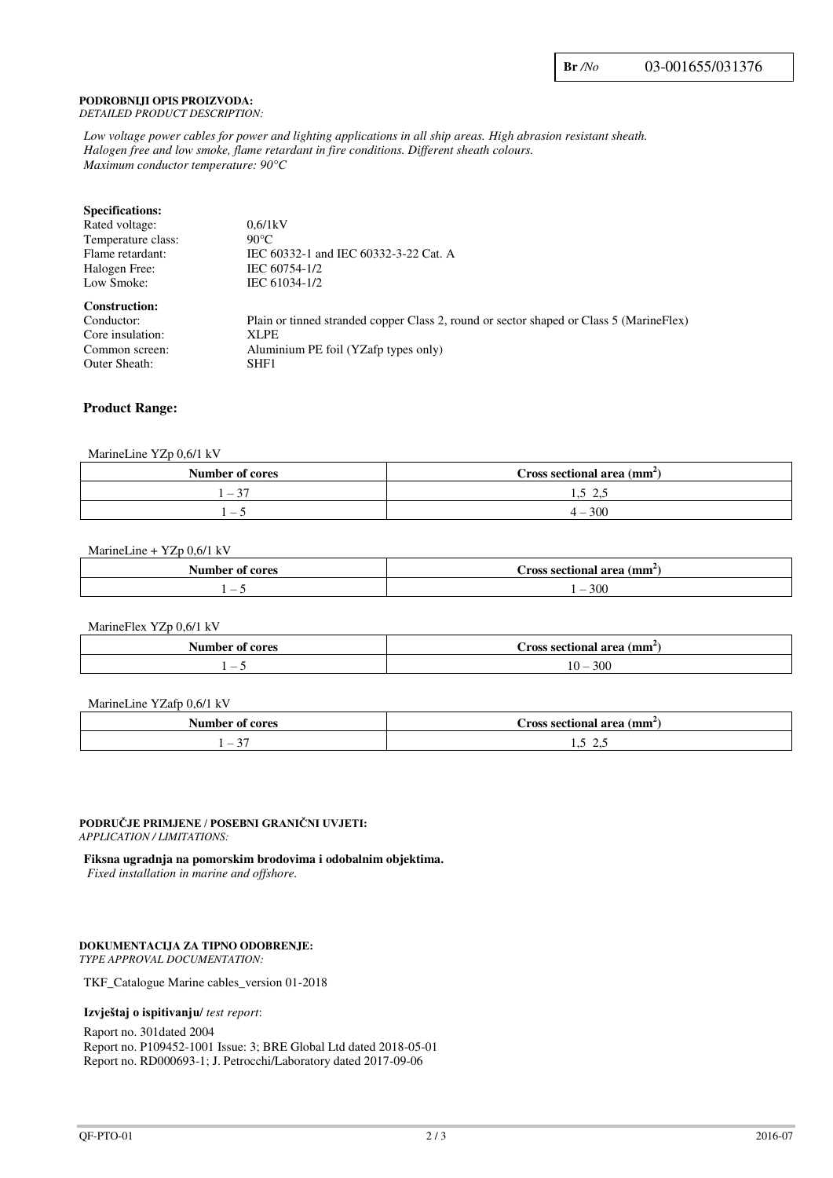**Br** */No* 03-001655/031376

**PODROBNIJI OPIS PROIZVODA:**
*DETAILED PRODUCT DESCRIPTION:*

*Low voltage power cables for power and lighting applications in all ship areas. High abrasion resistant sheath. Halogen free and low smoke, flame retardant in fire conditions. Different sheath colours.*
*Maximum conductor temperature: 90°C*

**Specifications:**

| | |
|---|---|
| Rated voltage: | 0,6/1kV |
| Temperature class: | 90°C |
| Flame retardant: | IEC 60332-1 and IEC 60332-3-22 Cat. A |
| Halogen Free: | IEC 60754-1/2 |
| Low Smoke: | IEC 61034-1/2 |

**Construction:**

| | |
|---|---|
| Conductor: | Plain or tinned stranded copper Class 2, round or sector shaped or Class 5 (MarineFlex) |
| Core insulation: | XLPE |
| Common screen: | Aluminium PE foil (YZafp types only) |
| Outer Sheath: | SHF1 |

## Product Range:

MarineLine YZp 0,6/1 kV

| Number of cores | Cross sectional area (mm$^2$) |
|---|---|
| 1 – 37 | 1,5 2,5 |
| 1 – 5 | 4 – 300 |

MarineLine + YZp 0,6/1 kV

| Number of cores | Cross sectional area (mm$^2$) |
|---|---|
| 1 – 5 | 1 – 300 |

MarineFlex YZp 0,6/1 kV

| Number of cores | Cross sectional area (mm$^2$) |
|---|---|
| 1 – 5 | 10 – 300 |

MarineLine YZafp 0,6/1 kV

| Number of cores | Cross sectional area (mm$^2$) |
|---|---|
| 1 – 37 | 1,5 2,5 |

**PODRUČJE PRIMJENE / POSEBNI GRANIČNI UVJETI:**
*APPLICATION / LIMITATIONS:*

**Fiksna ugradnja na pomorskim brodovima i odobalnim objektima.**
*Fixed installation in marine and offshore.*

**DOKUMENTACIJA ZA TIPNO ODOBRENJE:**
*TYPE APPROVAL DOCUMENTATION:*

TKF_Catalogue Marine cables_version 01-2018

**Izvještaj o ispitivanju/** *test report*:

Raport no. 301dated 2004
Report no. P109452-1001 Issue: 3; BRE Global Ltd dated 2018-05-01
Report no. RD000693-1; J. Petrocchi/Laboratory dated 2017-09-06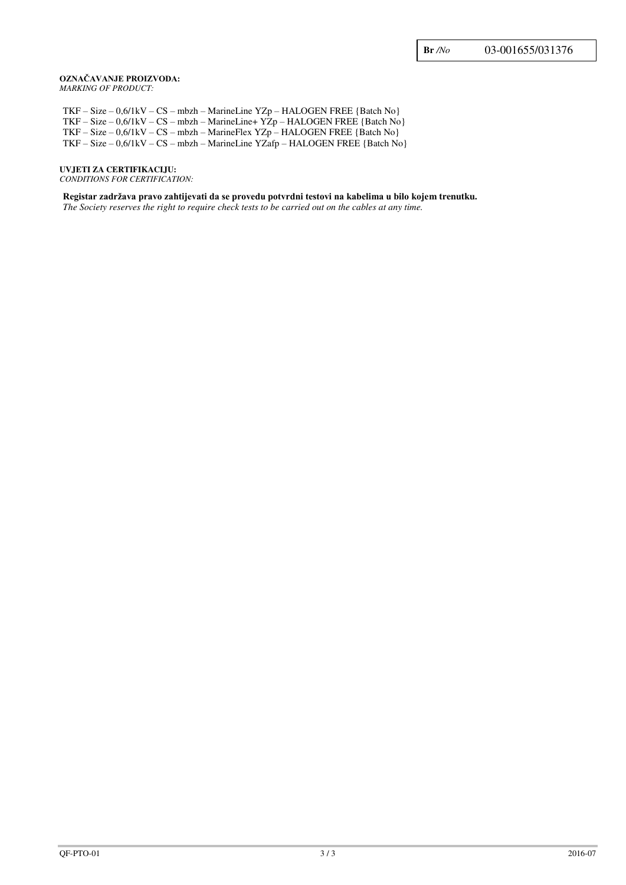| **Br** *No* | 03-001655/031376 |
| --- | --- |

**OZNAČAVANJE PROIZVODA:**
*MARKING OF PRODUCT:*

TKF – Size – 0,6/1kV – CS – mbzh – MarineLine YZp – HALOGEN FREE {Batch No}
TKF – Size – 0,6/1kV – CS – mbzh – MarineLine+ YZp – HALOGEN FREE {Batch No}
TKF – Size – 0,6/1kV – CS – mbzh – MarineFlex YZp – HALOGEN FREE {Batch No}
TKF – Size – 0,6/1kV – CS – mbzh – MarineLine YZafp – HALOGEN FREE {Batch No}

**UVJETI ZA CERTIFIKACIJU:**
*CONDITIONS FOR CERTIFICATION:*

**Registar zadržava pravo zahtijevati da se provedu potvrdni testovi na kabelima u bilo kojem trenutku.**
*The Society reserves the right to require check tests to be carried out on the cables at any time.*